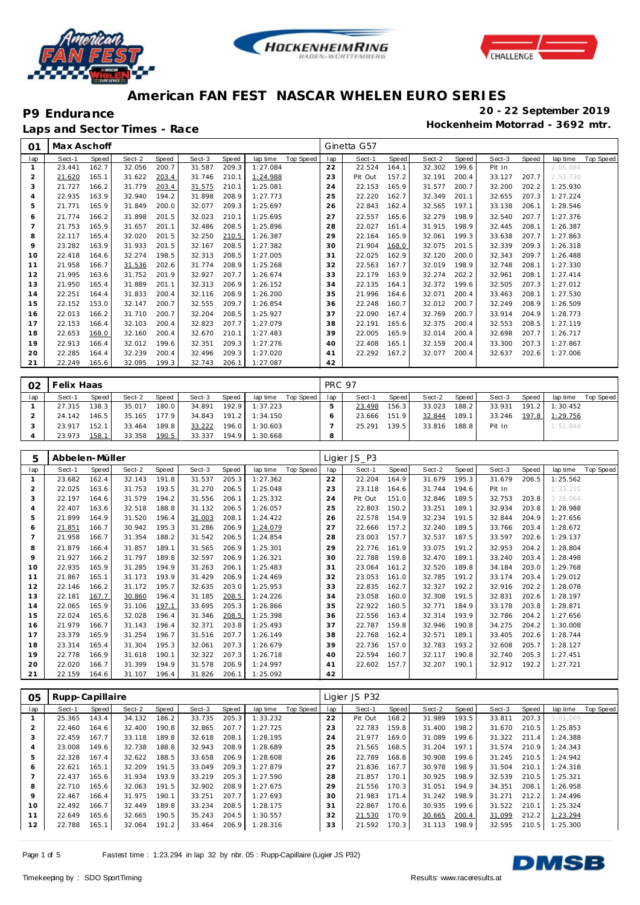# American FAN FEST NASCAR WHELEN EURO SERIES

## P9 Endurance

**20 - 22 September 2019**

**Laps and Sector Times - Race**

**Hockenheim Motorrad - 3692 mtr.**

| 01 | Max Aschoff | | | | | | | | | Ginetta G57 | | | | | | | | | |
|---|---|---|---|---|---|---|---|---|---|---|---|---|---|---|---|---|---|---|---|
| lap | Sect-1 | Speed | Sect-2 | Speed | Sect-3 | Speed | lap time | Top Speed | lap | Sect-1 | Speed | Sect-2 | Speed | Sect-3 | Speed | lap time | Top Speed |
| 1 | 23.441 | 162.7 | 32.056 | 200.7 | 31.587 | 209.3 | 1:27.084 | | 22 | 22.524 | 164.1 | 32.302 | 199.6 | Pit In | | 2:05.884 | |
| 2 | 21.620 | 165.1 | 31.622 | 203.4 | 31.746 | 210.1 | 1:24.988 | | 23 | Pit Out | 157.2 | 32.191 | 200.4 | 33.127 | 207.7 | 2:51.730 | |
| 3 | 21.727 | 166.2 | 31.779 | 203.4 | 31.575 | 210.1 | 1:25.081 | | 24 | 22.153 | 165.9 | 31.577 | 200.7 | 32.200 | 202.2 | 1:25.930 | |
| 4 | 22.935 | 163.9 | 32.940 | 194.2 | 31.898 | 208.9 | 1:27.773 | | 25 | 22.220 | 162.7 | 32.349 | 201.1 | 32.655 | 207.3 | 1:27.224 | |
| 5 | 21.771 | 165.9 | 31.849 | 200.0 | 32.077 | 209.3 | 1:25.697 | | 26 | 22.843 | 162.4 | 32.565 | 197.1 | 33.138 | 206.1 | 1:28.546 | |
| 6 | 21.774 | 166.2 | 31.898 | 201.5 | 32.023 | 210.1 | 1:25.695 | | 27 | 22.557 | 165.6 | 32.279 | 198.9 | 32.540 | 207.7 | 1:27.376 | |
| 7 | 21.753 | 165.9 | 31.657 | 201.1 | 32.486 | 208.5 | 1:25.896 | | 28 | 22.027 | 161.4 | 31.915 | 198.9 | 32.445 | 208.1 | 1:26.387 | |
| 8 | 22.117 | 165.4 | 32.020 | 201.5 | 32.250 | 210.5 | 1:26.387 | | 29 | 22.164 | 165.9 | 32.061 | 199.3 | 33.638 | 207.7 | 1:27.863 | |
| 9 | 23.282 | 163.9 | 31.933 | 201.5 | 32.167 | 208.5 | 1:27.382 | | 30 | 21.904 | 168.0 | 32.075 | 201.5 | 32.339 | 209.3 | 1:26.318 | |
| 10 | 22.418 | 164.6 | 32.274 | 198.5 | 32.313 | 208.5 | 1:27.005 | | 31 | 22.025 | 162.9 | 32.120 | 200.0 | 32.343 | 209.7 | 1:26.488 | |
| 11 | 21.958 | 166.7 | 31.536 | 202.6 | 31.774 | 208.9 | 1:25.268 | | 32 | 22.563 | 167.7 | 32.019 | 198.9 | 32.748 | 208.1 | 1:27.330 | |
| 12 | 21.995 | 163.6 | 31.752 | 201.9 | 32.927 | 207.7 | 1:26.674 | | 33 | 22.179 | 163.9 | 32.274 | 202.2 | 32.961 | 208.1 | 1:27.414 | |
| 13 | 21.950 | 165.4 | 31.889 | 201.1 | 32.313 | 206.9 | 1:26.152 | | 34 | 22.135 | 164.1 | 32.372 | 199.6 | 32.505 | 207.3 | 1:27.012 | |
| 14 | 22.251 | 164.4 | 31.833 | 200.4 | 32.116 | 208.9 | 1:26.200 | | 35 | 21.996 | 164.6 | 32.071 | 200.4 | 33.463 | 208.1 | 1:27.530 | |
| 15 | 22.152 | 153.0 | 32.147 | 200.7 | 32.555 | 209.7 | 1:26.854 | | 36 | 22.248 | 160.7 | 32.012 | 200.7 | 32.249 | 208.9 | 1:26.509 | |
| 16 | 22.013 | 166.2 | 31.710 | 200.7 | 32.204 | 208.5 | 1:25.927 | | 37 | 22.090 | 167.4 | 32.769 | 200.7 | 33.914 | 204.9 | 1:28.773 | |
| 17 | 22.153 | 166.4 | 32.103 | 200.4 | 32.823 | 207.7 | 1:27.079 | | 38 | 22.191 | 165.6 | 32.375 | 200.4 | 32.553 | 208.5 | 1:27.119 | |
| 18 | 22.653 | 168.0 | 32.160 | 200.4 | 32.670 | 210.1 | 1:27.483 | | 39 | 22.005 | 165.9 | 32.014 | 200.4 | 32.698 | 207.7 | 1:26.717 | |
| 19 | 22.913 | 166.4 | 32.012 | 199.6 | 32.351 | 209.3 | 1:27.276 | | 40 | 22.408 | 165.1 | 32.159 | 200.4 | 33.300 | 207.3 | 1:27.867 | |
| 20 | 22.285 | 164.4 | 32.239 | 200.4 | 32.496 | 209.3 | 1:27.020 | | 41 | 22.292 | 167.2 | 32.077 | 200.4 | 32.637 | 202.6 | 1:27.006 | |
| 21 | 22.249 | 165.6 | 32.095 | 199.3 | 32.743 | 206.1 | 1:27.087 | | 42 | | | | | | | | |

| 02 | Felix Haas | | | | | | | | | PRC 97 | | | | | | | | | |
|---|---|---|---|---|---|---|---|---|---|---|---|---|---|---|---|---|---|---|---|
| lap | Sect-1 | Speed | Sect-2 | Speed | Sect-3 | Speed | lap time | Top Speed | lap | Sect-1 | Speed | Sect-2 | Speed | Sect-3 | Speed | lap time | Top Speed |
| 1 | 27.315 | 138.3 | 35.017 | 180.0 | 34.891 | 192.9 | 1:37.223 | | 5 | 23.498 | 156.3 | 33.023 | 188.2 | 33.931 | 191.2 | 1:30.452 | |
| 2 | 24.142 | 146.5 | 35.165 | 177.9 | 34.843 | 191.2 | 1:34.150 | | 6 | 23.666 | 151.9 | 32.844 | 189.1 | 33.246 | 197.8 | 1:29.756 | |
| 3 | 23.917 | 152.1 | 33.464 | 189.8 | 33.222 | 196.0 | 1:30.603 | | 7 | 25.291 | 139.5 | 33.816 | 188.8 | Pit In | | 1:51.844 | |
| 4 | 23.973 | 158.1 | 33.358 | 190.5 | 33.337 | 194.9 | 1:30.668 | | 8 | | | | | | | | |

| 5 | Abbelen-Müller | | | | | | | | | Ligier JS_P3 | | | | | | | | | |
|---|---|---|---|---|---|---|---|---|---|---|---|---|---|---|---|---|---|---|---|
| lap | Sect-1 | Speed | Sect-2 | Speed | Sect-3 | Speed | lap time | Top Speed | lap | Sect-1 | Speed | Sect-2 | Speed | Sect-3 | Speed | lap time | Top Speed |
| 1 | 23.682 | 162.4 | 32.143 | 191.8 | 31.537 | 205.3 | 1:27.362 | | 22 | 22.204 | 164.9 | 31.679 | 195.3 | 31.679 | 206.5 | 1:25.562 | |
| 2 | 22.025 | 163.6 | 31.753 | 193.5 | 31.270 | 206.5 | 1:25.048 | | 23 | 23.118 | 164.6 | 31.744 | 194.6 | Pit In | | 1:33.210 | |
| 3 | 22.197 | 164.6 | 31.579 | 194.2 | 31.556 | 206.1 | 1:25.332 | | 24 | Pit Out | 151.0 | 32.846 | 189.5 | 32.753 | 203.8 | 3:26.064 | |
| 4 | 22.407 | 163.6 | 32.518 | 188.8 | 31.132 | 206.5 | 1:26.057 | | 25 | 22.803 | 150.2 | 33.251 | 189.1 | 32.934 | 203.8 | 1:28.988 | |
| 5 | 21.899 | 164.9 | 31.520 | 196.4 | 31.003 | 208.1 | 1:24.422 | | 26 | 22.578 | 154.9 | 32.234 | 191.5 | 32.844 | 204.9 | 1:27.656 | |
| 6 | 21.851 | 166.7 | 30.942 | 195.3 | 31.286 | 206.9 | 1:24.079 | | 27 | 22.666 | 157.2 | 32.240 | 189.5 | 33.766 | 203.4 | 1:28.672 | |
| 7 | 21.958 | 166.7 | 31.354 | 188.2 | 31.542 | 206.5 | 1:24.854 | | 28 | 23.003 | 157.7 | 32.537 | 187.5 | 33.597 | 202.6 | 1:29.137 | |
| 8 | 21.879 | 166.4 | 31.857 | 189.1 | 31.565 | 206.9 | 1:25.301 | | 29 | 22.776 | 161.9 | 33.075 | 191.2 | 32.953 | 204.2 | 1:28.804 | |
| 9 | 21.927 | 166.2 | 31.797 | 189.8 | 32.597 | 206.9 | 1:26.321 | | 30 | 22.788 | 159.8 | 32.470 | 189.1 | 33.240 | 203.4 | 1:28.498 | |
| 10 | 22.935 | 165.9 | 31.285 | 194.9 | 31.263 | 206.1 | 1:25.483 | | 31 | 23.064 | 161.2 | 32.520 | 189.8 | 34.184 | 203.0 | 1:29.768 | |
| 11 | 21.867 | 165.1 | 31.173 | 193.9 | 31.429 | 206.9 | 1:24.469 | | 32 | 23.053 | 161.0 | 32.785 | 191.2 | 33.174 | 203.4 | 1:29.012 | |
| 12 | 22.146 | 166.2 | 31.172 | 195.7 | 32.635 | 203.0 | 1:25.953 | | 33 | 22.835 | 162.7 | 32.327 | 192.2 | 32.916 | 202.2 | 1:28.078 | |
| 13 | 22.181 | 167.7 | 30.860 | 196.4 | 31.185 | 208.5 | 1:24.226 | | 34 | 23.058 | 160.0 | 32.308 | 191.5 | 32.831 | 202.6 | 1:28.197 | |
| 14 | 22.065 | 165.9 | 31.106 | 197.1 | 33.695 | 205.3 | 1:26.866 | | 35 | 22.922 | 160.5 | 32.771 | 184.9 | 33.178 | 203.8 | 1:28.871 | |
| 15 | 22.024 | 165.6 | 32.028 | 196.4 | 31.346 | 208.5 | 1:25.398 | | 36 | 22.556 | 163.4 | 32.314 | 193.9 | 32.786 | 204.2 | 1:27.656 | |
| 16 | 21.979 | 166.7 | 31.143 | 196.4 | 32.371 | 203.8 | 1:25.493 | | 37 | 22.787 | 159.8 | 32.946 | 190.8 | 34.275 | 204.2 | 1:30.008 | |
| 17 | 23.379 | 165.9 | 31.254 | 196.7 | 31.516 | 207.7 | 1:26.149 | | 38 | 22.768 | 162.4 | 32.571 | 189.1 | 33.405 | 202.6 | 1:28.744 | |
| 18 | 23.314 | 165.4 | 31.304 | 195.3 | 32.061 | 207.3 | 1:26.679 | | 39 | 22.736 | 157.0 | 32.783 | 193.2 | 32.608 | 205.7 | 1:28.127 | |
| 19 | 22.778 | 166.9 | 31.618 | 190.1 | 32.322 | 207.3 | 1:26.718 | | 40 | 22.594 | 160.7 | 32.117 | 190.8 | 32.740 | 205.3 | 1:27.451 | |
| 20 | 22.020 | 166.7 | 31.399 | 194.9 | 31.578 | 206.9 | 1:24.997 | | 41 | 22.602 | 157.7 | 32.207 | 190.1 | 32.912 | 192.2 | 1:27.721 | |
| 21 | 22.159 | 164.6 | 31.107 | 196.4 | 31.826 | 206.1 | 1:25.092 | | 42 | | | | | | | | |

| 05 | Rupp-Capillaire | | | | | | | | | Ligier JS P32 | | | | | | | | | |
|---|---|---|---|---|---|---|---|---|---|---|---|---|---|---|---|---|---|---|---|
| lap | Sect-1 | Speed | Sect-2 | Speed | Sect-3 | Speed | lap time | Top Speed | lap | Sect-1 | Speed | Sect-2 | Speed | Sect-3 | Speed | lap time | Top Speed |
| 1 | 25.365 | 143.4 | 34.132 | 186.2 | 33.735 | 205.3 | 1:33.232 | | 22 | Pit Out | 168.2 | 31.989 | 193.5 | 33.811 | 207.3 | 3:01.069 | |
| 2 | 22.460 | 164.6 | 32.400 | 190.8 | 32.865 | 207.7 | 1:27.725 | | 23 | 22.783 | 159.8 | 31.400 | 198.2 | 31.670 | 210.5 | 1:25.853 | |
| 3 | 22.459 | 167.7 | 33.118 | 189.8 | 32.618 | 208.1 | 1:28.195 | | 24 | 21.977 | 169.0 | 31.089 | 199.6 | 31.322 | 211.4 | 1:24.388 | |
| 4 | 23.008 | 149.6 | 32.738 | 188.8 | 32.943 | 208.9 | 1:28.689 | | 25 | 21.565 | 168.5 | 31.204 | 197.1 | 31.574 | 210.9 | 1:24.343 | |
| 5 | 22.328 | 167.4 | 32.622 | 188.5 | 33.658 | 206.9 | 1:28.608 | | 26 | 22.789 | 168.8 | 30.908 | 199.6 | 31.245 | 210.5 | 1:24.942 | |
| 6 | 22.621 | 165.1 | 32.209 | 191.5 | 33.049 | 209.3 | 1:27.879 | | 27 | 21.836 | 167.7 | 30.978 | 198.9 | 31.504 | 210.1 | 1:24.318 | |
| 7 | 22.437 | 165.6 | 31.934 | 193.9 | 33.219 | 205.3 | 1:27.590 | | 28 | 21.857 | 170.1 | 30.925 | 198.9 | 32.539 | 210.5 | 1:25.321 | |
| 8 | 22.710 | 165.6 | 32.063 | 191.5 | 32.902 | 208.9 | 1:27.675 | | 29 | 21.556 | 170.3 | 31.051 | 194.9 | 34.351 | 208.1 | 1:26.958 | |
| 9 | 22.467 | 166.4 | 31.975 | 190.1 | 33.251 | 207.7 | 1:27.693 | | 30 | 21.983 | 171.4 | 31.242 | 198.9 | 31.271 | 212.2 | 1:24.496 | |
| 10 | 22.492 | 166.7 | 32.449 | 189.8 | 33.234 | 208.5 | 1:28.175 | | 31 | 22.867 | 170.6 | 30.935 | 199.6 | 31.522 | 210.1 | 1:25.324 | |
| 11 | 22.649 | 165.6 | 32.665 | 190.5 | 35.243 | 204.5 | 1:30.557 | | 32 | 21.530 | 170.9 | 30.665 | 200.4 | 31.099 | 212.2 | 1:23.294 | |
| 12 | 22.788 | 165.1 | 32.064 | 191.2 | 33.464 | 206.9 | 1:28.316 | | 33 | 21.592 | 170.3 | 31.113 | 198.9 | 32.595 | 210.5 | 1:25.300 | |

Fastest time : 1:23.294 in lap 32 by nbr. 05 : Rupp-Capillaire (Ligier JS P32)

Timekeeping by : SDO SportTiming

Results: www.raceresults.at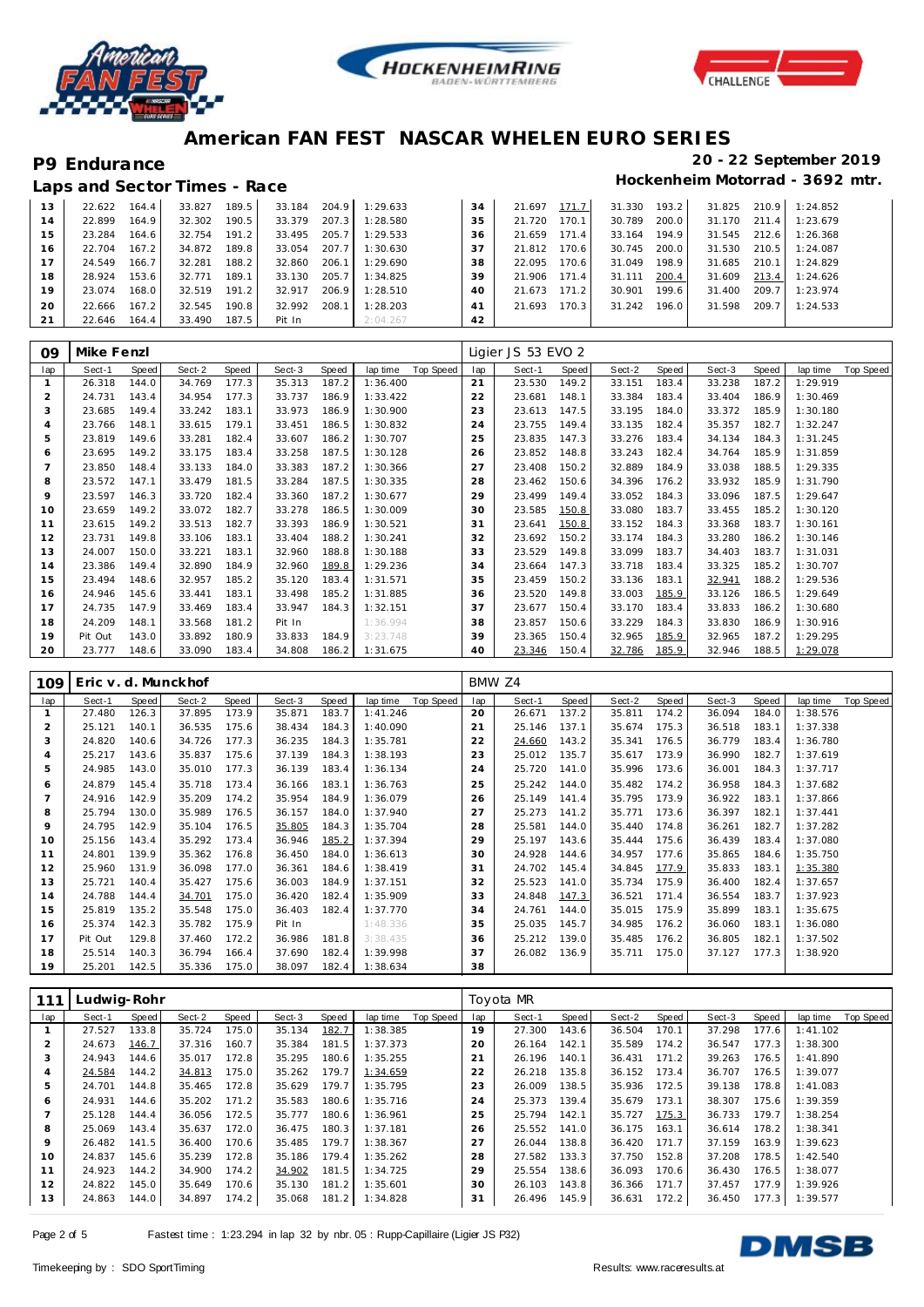# American FAN FEST NASCAR WHELEN EURO SERIES

## P9 Endurance

**20 - 22 September 2019**

### Laps and Sector Times - Race

**Hockenheim Motorrad - 3692 mtr.**

| lap | Sect-1 | Speed | Sect-2 | Speed | Sect-3 | Speed | lap time | Top Speed | lap | Sect-1 | Speed | Sect-2 | Speed | Sect-3 | Speed | lap time | Top Speed |
|---|---|---|---|---|---|---|---|---|---|---|---|---|---|---|---|---|---|
| 13 | 22.622 | 164.4 | 33.827 | 189.5 | 33.184 | 204.9 | 1:29.633 | | 34 | 21.697 | 171.7 | 31.330 | 193.2 | 31.825 | 210.9 | 1:24.852 | |
| 14 | 22.899 | 164.9 | 32.302 | 190.5 | 33.379 | 207.3 | 1:28.580 | | 35 | 21.720 | 170.1 | 30.789 | 200.0 | 31.170 | 211.4 | 1:23.679 | |
| 15 | 23.284 | 164.6 | 32.754 | 191.2 | 33.495 | 205.7 | 1:29.533 | | 36 | 21.659 | 171.4 | 33.164 | 194.9 | 31.545 | 212.6 | 1:26.368 | |
| 16 | 22.704 | 167.2 | 34.872 | 189.8 | 33.054 | 207.7 | 1:30.630 | | 37 | 21.812 | 170.6 | 30.745 | 200.0 | 31.530 | 210.5 | 1:24.087 | |
| 17 | 24.549 | 166.7 | 32.281 | 188.2 | 32.860 | 206.1 | 1:29.690 | | 38 | 22.095 | 170.6 | 31.049 | 198.9 | 31.685 | 210.1 | 1:24.829 | |
| 18 | 28.924 | 153.6 | 32.771 | 189.1 | 33.130 | 205.7 | 1:34.825 | | 39 | 21.906 | 171.4 | 31.111 | 200.4 | 31.609 | 213.4 | 1:24.626 | |
| 19 | 23.074 | 168.0 | 32.519 | 191.2 | 32.917 | 206.9 | 1:28.510 | | 40 | 21.673 | 171.2 | 30.901 | 199.6 | 31.400 | 209.7 | 1:23.974 | |
| 20 | 22.666 | 167.2 | 32.545 | 190.8 | 32.992 | 208.1 | 1:28.203 | | 41 | 21.693 | 170.3 | 31.242 | 196.0 | 31.598 | 209.7 | 1:24.533 | |
| 21 | 22.646 | 164.4 | 33.490 | 187.5 | Pit In | | 2:04.267 | | 42 | | | | | | | | |

### 09 Mike Fenzl — Ligier JS 53 EVO 2

| lap | Sect-1 | Speed | Sect-2 | Speed | Sect-3 | Speed | lap time | Top Speed | lap | Sect-1 | Speed | Sect-2 | Speed | Sect-3 | Speed | lap time | Top Speed |
|---|---|---|---|---|---|---|---|---|---|---|---|---|---|---|---|---|---|
| 1 | 26.318 | 144.0 | 34.769 | 177.3 | 35.313 | 187.2 | 1:36.400 | | 21 | 23.530 | 149.2 | 33.151 | 183.4 | 33.238 | 187.2 | 1:29.919 | |
| 2 | 24.731 | 143.4 | 34.954 | 177.3 | 33.737 | 186.9 | 1:33.422 | | 22 | 23.681 | 148.1 | 33.384 | 183.4 | 33.404 | 186.9 | 1:30.469 | |
| 3 | 23.685 | 149.4 | 33.242 | 183.1 | 33.973 | 186.9 | 1:30.900 | | 23 | 23.613 | 147.5 | 33.195 | 184.0 | 33.372 | 185.9 | 1:30.180 | |
| 4 | 23.766 | 148.1 | 33.615 | 179.1 | 33.451 | 186.5 | 1:30.832 | | 24 | 23.755 | 149.4 | 33.135 | 182.4 | 35.357 | 182.7 | 1:32.247 | |
| 5 | 23.819 | 149.6 | 33.281 | 182.4 | 33.607 | 186.2 | 1:30.707 | | 25 | 23.835 | 147.3 | 33.276 | 183.4 | 34.134 | 184.3 | 1:31.245 | |
| 6 | 23.695 | 149.2 | 33.175 | 183.4 | 33.258 | 187.5 | 1:30.128 | | 26 | 23.852 | 148.8 | 33.243 | 182.4 | 34.764 | 185.9 | 1:31.859 | |
| 7 | 23.850 | 148.4 | 33.133 | 184.0 | 33.383 | 187.2 | 1:30.366 | | 27 | 23.408 | 150.2 | 32.889 | 184.9 | 33.038 | 188.5 | 1:29.335 | |
| 8 | 23.572 | 147.1 | 33.479 | 181.5 | 33.284 | 187.5 | 1:30.335 | | 28 | 23.462 | 150.6 | 34.396 | 176.2 | 33.932 | 185.9 | 1:31.790 | |
| 9 | 23.597 | 146.3 | 33.720 | 182.4 | 33.360 | 187.2 | 1:30.677 | | 29 | 23.499 | 149.4 | 33.052 | 184.3 | 33.096 | 187.5 | 1:29.647 | |
| 10 | 23.659 | 149.2 | 33.072 | 182.7 | 33.278 | 186.5 | 1:30.009 | | 30 | 23.585 | 150.8 | 33.080 | 183.7 | 33.455 | 185.2 | 1:30.120 | |
| 11 | 23.615 | 149.2 | 33.513 | 182.7 | 33.393 | 186.9 | 1:30.521 | | 31 | 23.641 | 150.8 | 33.152 | 184.3 | 33.368 | 183.7 | 1:30.161 | |
| 12 | 23.731 | 149.8 | 33.106 | 183.1 | 33.404 | 188.2 | 1:30.241 | | 32 | 23.692 | 150.2 | 33.174 | 184.3 | 33.280 | 186.2 | 1:30.146 | |
| 13 | 24.007 | 150.0 | 33.221 | 183.1 | 32.960 | 188.8 | 1:30.188 | | 33 | 23.529 | 149.8 | 33.099 | 183.7 | 34.403 | 183.7 | 1:31.031 | |
| 14 | 23.386 | 149.4 | 32.890 | 184.9 | 32.960 | 189.8 | 1:29.236 | | 34 | 23.664 | 147.3 | 33.718 | 183.4 | 33.325 | 185.2 | 1:30.707 | |
| 15 | 23.494 | 148.6 | 32.957 | 185.2 | 35.120 | 183.4 | 1:31.571 | | 35 | 23.459 | 150.2 | 33.136 | 183.1 | 32.941 | 188.2 | 1:29.536 | |
| 16 | 24.946 | 145.6 | 33.441 | 183.1 | 33.498 | 185.2 | 1:31.885 | | 36 | 23.520 | 149.8 | 33.003 | 185.9 | 33.126 | 186.5 | 1:29.649 | |
| 17 | 24.735 | 147.9 | 33.469 | 183.4 | 33.947 | 184.3 | 1:32.151 | | 37 | 23.677 | 150.4 | 33.170 | 183.4 | 33.833 | 186.2 | 1:30.680 | |
| 18 | 24.209 | 148.1 | 33.568 | 181.2 | Pit In | | 1:36.994 | | 38 | 23.857 | 150.6 | 33.229 | 184.3 | 33.830 | 186.9 | 1:30.916 | |
| 19 | Pit Out | 143.0 | 33.892 | 180.9 | 33.833 | 184.9 | 3:23.748 | | 39 | 23.365 | 150.4 | 32.965 | 185.9 | 32.965 | 187.2 | 1:29.295 | |
| 20 | 23.777 | 148.6 | 33.090 | 183.4 | 34.808 | 186.2 | 1:31.675 | | 40 | 23.346 | 150.4 | 32.786 | 185.9 | 32.946 | 188.5 | 1:29.078 | |

### 109 Eric v. d. Munckhof — BMW Z4

| lap | Sect-1 | Speed | Sect-2 | Speed | Sect-3 | Speed | lap time | Top Speed | lap | Sect-1 | Speed | Sect-2 | Speed | Sect-3 | Speed | lap time | Top Speed |
|---|---|---|---|---|---|---|---|---|---|---|---|---|---|---|---|---|---|
| 1 | 27.480 | 126.3 | 37.895 | 173.9 | 35.871 | 183.7 | 1:41.246 | | 20 | 26.671 | 137.2 | 35.811 | 174.2 | 36.094 | 184.0 | 1:38.576 | |
| 2 | 25.121 | 140.1 | 36.535 | 175.6 | 38.434 | 184.3 | 1:40.090 | | 21 | 25.146 | 137.1 | 35.674 | 175.3 | 36.518 | 183.1 | 1:37.338 | |
| 3 | 24.820 | 140.6 | 34.726 | 177.3 | 36.235 | 184.3 | 1:35.781 | | 22 | 24.660 | 143.2 | 35.341 | 176.5 | 36.779 | 183.4 | 1:36.780 | |
| 4 | 25.217 | 143.6 | 35.837 | 175.6 | 37.139 | 184.3 | 1:38.193 | | 23 | 25.012 | 135.7 | 35.617 | 173.9 | 36.990 | 182.7 | 1:37.619 | |
| 5 | 24.985 | 143.0 | 35.010 | 177.3 | 36.139 | 183.4 | 1:36.134 | | 24 | 25.720 | 141.0 | 35.996 | 173.6 | 36.001 | 184.3 | 1:37.717 | |
| 6 | 24.879 | 145.4 | 35.718 | 173.4 | 36.166 | 183.1 | 1:36.763 | | 25 | 25.242 | 144.0 | 35.482 | 174.2 | 36.958 | 184.3 | 1:37.682 | |
| 7 | 24.916 | 142.9 | 35.209 | 174.2 | 35.954 | 184.9 | 1:36.079 | | 26 | 25.149 | 141.4 | 35.795 | 173.9 | 36.922 | 183.1 | 1:37.866 | |
| 8 | 25.794 | 130.0 | 35.989 | 176.5 | 36.157 | 184.0 | 1:37.940 | | 27 | 25.273 | 141.2 | 35.771 | 173.6 | 36.397 | 182.1 | 1:37.441 | |
| 9 | 24.795 | 142.9 | 35.104 | 176.5 | 35.805 | 184.3 | 1:35.704 | | 28 | 25.581 | 144.0 | 35.440 | 174.8 | 36.261 | 182.7 | 1:37.282 | |
| 10 | 25.156 | 143.4 | 35.292 | 173.4 | 36.946 | 185.2 | 1:37.394 | | 29 | 25.197 | 143.6 | 35.444 | 175.6 | 36.439 | 183.4 | 1:37.080 | |
| 11 | 24.801 | 139.9 | 35.362 | 176.8 | 36.450 | 184.0 | 1:36.613 | | 30 | 24.928 | 144.6 | 34.957 | 177.6 | 35.865 | 184.6 | 1:35.750 | |
| 12 | 25.960 | 131.9 | 36.098 | 177.0 | 36.361 | 184.6 | 1:38.419 | | 31 | 24.702 | 145.4 | 34.845 | 177.9 | 35.833 | 183.1 | 1:35.380 | |
| 13 | 25.721 | 140.4 | 35.427 | 175.6 | 36.003 | 184.9 | 1:37.151 | | 32 | 25.523 | 141.0 | 35.734 | 175.9 | 36.400 | 182.4 | 1:37.657 | |
| 14 | 24.788 | 144.4 | 34.701 | 175.0 | 36.420 | 182.4 | 1:35.909 | | 33 | 24.848 | 147.3 | 36.521 | 171.4 | 36.554 | 183.7 | 1:37.923 | |
| 15 | 25.819 | 135.2 | 35.548 | 175.0 | 36.403 | 182.4 | 1:37.770 | | 34 | 24.761 | 144.0 | 35.015 | 175.9 | 35.899 | 183.1 | 1:35.675 | |
| 16 | 25.374 | 142.3 | 35.782 | 175.9 | Pit In | | 1:48.336 | | 35 | 25.035 | 145.7 | 34.985 | 176.2 | 36.060 | 183.1 | 1:36.080 | |
| 17 | Pit Out | 129.8 | 37.460 | 172.2 | 36.986 | 181.8 | 3:38.435 | | 36 | 25.212 | 139.0 | 35.485 | 176.2 | 36.805 | 182.1 | 1:37.502 | |
| 18 | 25.514 | 140.3 | 36.794 | 166.4 | 37.690 | 182.4 | 1:39.998 | | 37 | 26.082 | 136.9 | 35.711 | 175.0 | 37.127 | 177.3 | 1:38.920 | |
| 19 | 25.201 | 142.5 | 35.336 | 175.0 | 38.097 | 182.4 | 1:38.634 | | 38 | | | | | | | | |

### 111 Ludwig-Rohr — Toyota MR

| lap | Sect-1 | Speed | Sect-2 | Speed | Sect-3 | Speed | lap time | Top Speed | lap | Sect-1 | Speed | Sect-2 | Speed | Sect-3 | Speed | lap time | Top Speed |
|---|---|---|---|---|---|---|---|---|---|---|---|---|---|---|---|---|---|
| 1 | 27.527 | 133.8 | 35.724 | 175.0 | 35.134 | 182.7 | 1:38.385 | | 19 | 27.300 | 143.6 | 36.504 | 170.1 | 37.298 | 177.6 | 1:41.102 | |
| 2 | 24.673 | 146.7 | 37.316 | 160.7 | 35.384 | 181.5 | 1:37.373 | | 20 | 26.164 | 142.1 | 35.589 | 174.2 | 36.547 | 177.3 | 1:38.300 | |
| 3 | 24.943 | 144.6 | 35.017 | 172.8 | 35.295 | 180.6 | 1:35.255 | | 21 | 26.196 | 140.1 | 36.431 | 171.2 | 39.263 | 176.5 | 1:41.890 | |
| 4 | 24.584 | 144.2 | 34.813 | 175.0 | 35.262 | 179.7 | 1:34.659 | | 22 | 26.218 | 135.8 | 36.152 | 173.4 | 36.707 | 176.5 | 1:39.077 | |
| 5 | 24.701 | 144.8 | 35.465 | 172.8 | 35.629 | 179.7 | 1:35.795 | | 23 | 26.009 | 138.5 | 35.936 | 172.5 | 39.138 | 178.8 | 1:41.083 | |
| 6 | 24.931 | 144.6 | 35.202 | 171.2 | 35.583 | 180.6 | 1:35.716 | | 24 | 25.373 | 139.4 | 35.679 | 173.1 | 38.307 | 175.6 | 1:39.359 | |
| 7 | 25.128 | 144.4 | 36.056 | 172.5 | 35.777 | 180.6 | 1:36.961 | | 25 | 25.794 | 142.1 | 35.727 | 175.3 | 36.733 | 179.7 | 1:38.254 | |
| 8 | 25.069 | 143.4 | 35.637 | 172.0 | 36.475 | 180.3 | 1:37.181 | | 26 | 25.552 | 141.0 | 36.175 | 163.1 | 36.614 | 178.2 | 1:38.341 | |
| 9 | 26.482 | 141.5 | 36.400 | 170.6 | 35.485 | 179.7 | 1:38.367 | | 27 | 26.044 | 138.8 | 36.420 | 171.7 | 37.159 | 163.9 | 1:39.623 | |
| 10 | 24.837 | 145.6 | 35.239 | 172.8 | 35.186 | 179.4 | 1:35.262 | | 28 | 27.582 | 133.3 | 37.750 | 152.8 | 37.208 | 178.5 | 1:42.540 | |
| 11 | 24.923 | 144.2 | 34.900 | 174.2 | 34.902 | 181.5 | 1:34.725 | | 29 | 25.554 | 138.6 | 36.093 | 170.6 | 36.430 | 176.5 | 1:38.077 | |
| 12 | 24.822 | 145.0 | 35.649 | 170.6 | 35.130 | 181.2 | 1:35.601 | | 30 | 26.103 | 143.8 | 36.366 | 171.7 | 37.457 | 177.9 | 1:39.926 | |
| 13 | 24.863 | 144.0 | 34.897 | 174.2 | 35.068 | 181.2 | 1:34.828 | | 31 | 26.496 | 145.9 | 36.631 | 172.2 | 36.450 | 177.3 | 1:39.577 | |

Fastest time : 1:23.294 in lap 32 by nbr. 05 : Rupp-Capillaire (Ligier JS P32)

Timekeeping by : SDO SportTiming

Results: www.raceresults.at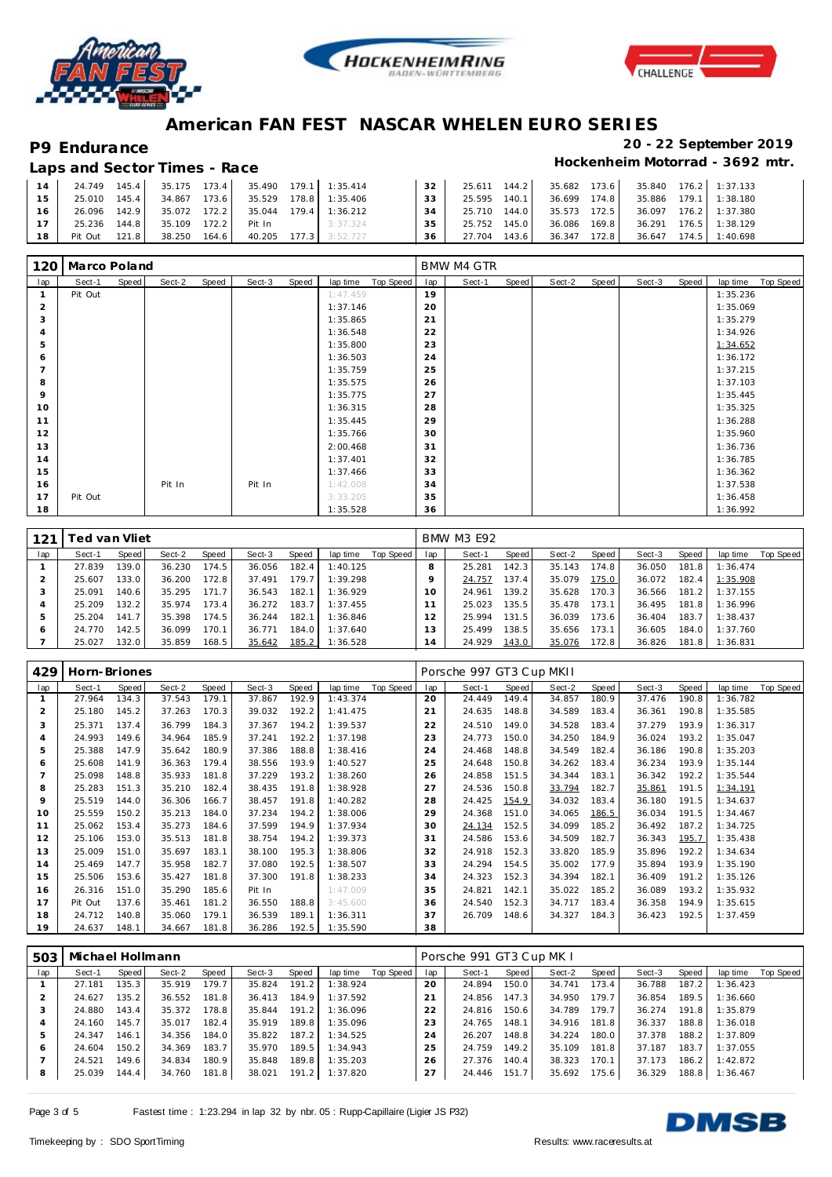# American FAN FEST NASCAR WHELEN EURO SERIES

## P9 Endurance

**20 - 22 September 2019**

### Laps and Sector Times - Race

**Hockenheim Motorrad - 3692 mtr.**

| lap | Sect-1 | Speed | Sect-2 | Speed | Sect-3 | Speed | lap time | Top Speed | lap | Sect-1 | Speed | Sect-2 | Speed | Sect-3 | Speed | lap time | Top Speed |
|---|---|---|---|---|---|---|---|---|---|---|---|---|---|---|---|---|---|
| 14 | 24.749 | 145.4 | 35.175 | 173.4 | 35.490 | 179.1 | 1:35.414 | | 32 | 25.611 | 144.2 | 35.682 | 173.6 | 35.840 | 176.2 | 1:37.133 | |
| 15 | 25.010 | 145.4 | 34.867 | 173.6 | 35.529 | 178.8 | 1:35.406 | | 33 | 25.595 | 140.1 | 36.699 | 174.8 | 35.886 | 179.1 | 1:38.180 | |
| 16 | 26.096 | 142.9 | 35.072 | 172.2 | 35.044 | 179.4 | 1:36.212 | | 34 | 25.710 | 144.0 | 35.573 | 172.5 | 36.097 | 176.2 | 1:37.380 | |
| 17 | 25.236 | 144.8 | 35.109 | 172.2 | Pit In | | 3:37.324 | | 35 | 25.752 | 145.0 | 36.086 | 169.8 | 36.291 | 176.5 | 1:38.129 | |
| 18 | Pit Out | 121.8 | 38.250 | 164.6 | 40.205 | 177.3 | 3:52.727 | | 36 | 27.704 | 143.6 | 36.347 | 172.8 | 36.647 | 174.5 | 1:40.698 | |

| 120 | Marco Poland | | | | | | | | BMW M4 GTR | | | | | | | | |
|---|---|---|---|---|---|---|---|---|---|---|---|---|---|---|---|---|---|
| lap | Sect-1 | Speed | Sect-2 | Speed | Sect-3 | Speed | lap time | Top Speed | lap | Sect-1 | Speed | Sect-2 | Speed | Sect-3 | Speed | lap time | Top Speed |
| 1 | Pit Out | | | | | | 1:47.459 | | 19 | | | | | | | 1:35.236 | |
| 2 | | | | | | | 1:37.146 | | 20 | | | | | | | 1:35.069 | |
| 3 | | | | | | | 1:35.865 | | 21 | | | | | | | 1:35.279 | |
| 4 | | | | | | | 1:36.548 | | 22 | | | | | | | 1:34.926 | |
| 5 | | | | | | | 1:35.800 | | 23 | | | | | | | 1:34.652 | |
| 6 | | | | | | | 1:36.503 | | 24 | | | | | | | 1:36.172 | |
| 7 | | | | | | | 1:35.759 | | 25 | | | | | | | 1:37.215 | |
| 8 | | | | | | | 1:35.575 | | 26 | | | | | | | 1:37.103 | |
| 9 | | | | | | | 1:35.775 | | 27 | | | | | | | 1:35.445 | |
| 10 | | | | | | | 1:36.315 | | 28 | | | | | | | 1:35.325 | |
| 11 | | | | | | | 1:35.445 | | 29 | | | | | | | 1:36.288 | |
| 12 | | | | | | | 1:35.766 | | 30 | | | | | | | 1:35.960 | |
| 13 | | | | | | | 2:00.468 | | 31 | | | | | | | 1:36.736 | |
| 14 | | | | | | | 1:37.401 | | 32 | | | | | | | 1:36.785 | |
| 15 | | | | | | | 1:37.466 | | 33 | | | | | | | 1:36.362 | |
| 16 | | | Pit In | | Pit In | | 1:42.008 | | 34 | | | | | | | 1:37.538 | |
| 17 | Pit Out | | | | | | 3:33.205 | | 35 | | | | | | | 1:36.458 | |
| 18 | | | | | | | 1:35.528 | | 36 | | | | | | | 1:36.992 | |

| 121 | Ted van Vliet | | | | | | | | BMW M3 E92 | | | | | | | | |
|---|---|---|---|---|---|---|---|---|---|---|---|---|---|---|---|---|---|
| lap | Sect-1 | Speed | Sect-2 | Speed | Sect-3 | Speed | lap time | Top Speed | lap | Sect-1 | Speed | Sect-2 | Speed | Sect-3 | Speed | lap time | Top Speed |
| 1 | 27.839 | 139.0 | 36.230 | 174.5 | 36.056 | 182.4 | 1:40.125 | | 8 | 25.281 | 142.3 | 35.143 | 174.8 | 36.050 | 181.8 | 1:36.474 | |
| 2 | 25.607 | 133.0 | 36.200 | 172.8 | 37.491 | 179.7 | 1:39.298 | | 9 | 24.757 | 137.4 | 35.079 | 175.0 | 36.072 | 182.4 | 1:35.908 | |
| 3 | 25.091 | 140.6 | 35.295 | 171.7 | 36.543 | 182.1 | 1:36.929 | | 10 | 24.961 | 139.2 | 35.628 | 170.3 | 36.566 | 181.2 | 1:37.155 | |
| 4 | 25.209 | 132.2 | 35.974 | 173.4 | 36.272 | 183.7 | 1:37.455 | | 11 | 25.023 | 135.5 | 35.478 | 173.1 | 36.495 | 181.8 | 1:36.996 | |
| 5 | 25.204 | 141.7 | 35.398 | 174.5 | 36.244 | 182.1 | 1:36.846 | | 12 | 25.994 | 131.5 | 36.039 | 173.6 | 36.404 | 183.7 | 1:38.437 | |
| 6 | 24.770 | 142.5 | 36.099 | 170.1 | 36.771 | 184.0 | 1:37.640 | | 13 | 25.499 | 138.5 | 35.656 | 173.1 | 36.605 | 184.0 | 1:37.760 | |
| 7 | 25.027 | 132.0 | 35.859 | 168.5 | 35.642 | 185.2 | 1:36.528 | | 14 | 24.929 | 143.0 | 35.076 | 172.8 | 36.826 | 181.8 | 1:36.831 | |

| 429 | Horn-Briones | | | | | | | | Porsche 997 GT3 Cup MKII | | | | | | | | |
|---|---|---|---|---|---|---|---|---|---|---|---|---|---|---|---|---|---|
| lap | Sect-1 | Speed | Sect-2 | Speed | Sect-3 | Speed | lap time | Top Speed | lap | Sect-1 | Speed | Sect-2 | Speed | Sect-3 | Speed | lap time | Top Speed |
| 1 | 27.964 | 134.3 | 37.543 | 179.1 | 37.867 | 192.9 | 1:43.374 | | 20 | 24.449 | 149.4 | 34.857 | 180.9 | 37.476 | 190.8 | 1:36.782 | |
| 2 | 25.180 | 145.2 | 37.263 | 170.3 | 39.032 | 192.2 | 1:41.475 | | 21 | 24.635 | 148.8 | 34.589 | 183.4 | 36.361 | 190.8 | 1:35.585 | |
| 3 | 25.371 | 137.4 | 36.799 | 184.3 | 37.367 | 194.2 | 1:39.537 | | 22 | 24.510 | 149.0 | 34.528 | 183.4 | 37.279 | 193.9 | 1:36.317 | |
| 4 | 24.993 | 149.6 | 34.964 | 185.9 | 37.241 | 192.2 | 1:37.198 | | 23 | 24.773 | 150.0 | 34.250 | 184.9 | 36.024 | 193.2 | 1:35.047 | |
| 5 | 25.388 | 147.9 | 35.642 | 180.9 | 37.386 | 188.8 | 1:38.416 | | 24 | 24.468 | 148.8 | 34.549 | 182.4 | 36.186 | 190.8 | 1:35.203 | |
| 6 | 25.608 | 141.9 | 36.363 | 179.4 | 38.556 | 193.9 | 1:40.527 | | 25 | 24.648 | 150.8 | 34.262 | 183.4 | 36.234 | 193.9 | 1:35.144 | |
| 7 | 25.098 | 148.8 | 35.933 | 181.8 | 37.229 | 193.2 | 1:38.260 | | 26 | 24.858 | 151.5 | 34.344 | 183.1 | 36.342 | 192.2 | 1:35.544 | |
| 8 | 25.283 | 151.3 | 35.210 | 182.4 | 38.435 | 191.8 | 1:38.928 | | 27 | 24.536 | 150.8 | 33.794 | 182.7 | 35.861 | 191.5 | 1:34.191 | |
| 9 | 25.519 | 144.0 | 36.306 | 166.7 | 38.457 | 191.8 | 1:40.282 | | 28 | 24.425 | 154.9 | 34.032 | 183.4 | 36.180 | 191.5 | 1:34.637 | |
| 10 | 25.559 | 150.2 | 35.213 | 184.0 | 37.234 | 194.2 | 1:38.006 | | 29 | 24.368 | 151.0 | 34.065 | 186.5 | 36.034 | 191.5 | 1:34.467 | |
| 11 | 25.062 | 153.4 | 35.273 | 184.6 | 37.599 | 194.9 | 1:37.934 | | 30 | 24.134 | 152.5 | 34.099 | 185.2 | 36.492 | 187.2 | 1:34.725 | |
| 12 | 25.106 | 153.0 | 35.513 | 181.8 | 38.754 | 194.2 | 1:39.373 | | 31 | 24.586 | 153.6 | 34.509 | 182.7 | 36.343 | 195.7 | 1:35.438 | |
| 13 | 25.009 | 151.0 | 35.697 | 183.1 | 38.100 | 195.3 | 1:38.806 | | 32 | 24.918 | 152.3 | 33.820 | 185.9 | 35.896 | 192.2 | 1:34.634 | |
| 14 | 25.469 | 147.7 | 35.958 | 182.7 | 37.080 | 192.5 | 1:38.507 | | 33 | 24.294 | 154.5 | 35.002 | 177.9 | 35.894 | 193.9 | 1:35.190 | |
| 15 | 25.506 | 153.6 | 35.427 | 181.8 | 37.300 | 191.8 | 1:38.233 | | 34 | 24.323 | 152.3 | 34.394 | 182.1 | 36.409 | 191.2 | 1:35.126 | |
| 16 | 26.316 | 151.0 | 35.290 | 185.6 | Pit In | | 1:47.009 | | 35 | 24.821 | 142.1 | 35.022 | 185.2 | 36.089 | 193.2 | 1:35.932 | |
| 17 | Pit Out | 137.6 | 35.461 | 181.2 | 36.550 | 188.8 | 3:45.600 | | 36 | 24.540 | 152.3 | 34.717 | 183.4 | 36.358 | 194.9 | 1:35.615 | |
| 18 | 24.712 | 140.8 | 35.060 | 179.1 | 36.539 | 189.1 | 1:36.311 | | 37 | 26.709 | 148.6 | 34.327 | 184.3 | 36.423 | 192.5 | 1:37.459 | |
| 19 | 24.637 | 148.1 | 34.667 | 181.8 | 36.286 | 192.5 | 1:35.590 | | 38 | | | | | | | | |

| 503 | Michael Hollmann | | | | | | | | Porsche 991 GT3 Cup MK I | | | | | | | | |
|---|---|---|---|---|---|---|---|---|---|---|---|---|---|---|---|---|---|
| lap | Sect-1 | Speed | Sect-2 | Speed | Sect-3 | Speed | lap time | Top Speed | lap | Sect-1 | Speed | Sect-2 | Speed | Sect-3 | Speed | lap time | Top Speed |
| 1 | 27.181 | 135.3 | 35.919 | 179.7 | 35.824 | 191.2 | 1:38.924 | | 20 | 24.894 | 150.0 | 34.741 | 173.4 | 36.788 | 187.2 | 1:36.423 | |
| 2 | 24.627 | 135.2 | 36.552 | 181.8 | 36.413 | 184.9 | 1:37.592 | | 21 | 24.856 | 147.3 | 34.950 | 179.7 | 36.854 | 189.5 | 1:36.660 | |
| 3 | 24.880 | 143.4 | 35.372 | 178.8 | 35.844 | 191.2 | 1:36.096 | | 22 | 24.816 | 150.6 | 34.789 | 179.7 | 36.274 | 191.8 | 1:35.879 | |
| 4 | 24.160 | 145.7 | 35.017 | 182.4 | 35.919 | 189.8 | 1:35.096 | | 23 | 24.765 | 148.1 | 34.916 | 181.8 | 36.337 | 188.8 | 1:36.018 | |
| 5 | 24.347 | 146.1 | 34.356 | 184.0 | 35.822 | 187.2 | 1:34.525 | | 24 | 26.207 | 148.8 | 34.224 | 180.0 | 37.378 | 188.2 | 1:37.809 | |
| 6 | 24.604 | 150.2 | 34.369 | 183.7 | 35.970 | 189.5 | 1:34.943 | | 25 | 24.759 | 149.2 | 35.109 | 181.8 | 37.187 | 183.7 | 1:37.055 | |
| 7 | 24.521 | 149.6 | 34.834 | 180.9 | 35.848 | 189.8 | 1:35.203 | | 26 | 27.376 | 140.4 | 38.323 | 170.1 | 37.173 | 186.2 | 1:42.872 | |
| 8 | 25.039 | 144.4 | 34.760 | 181.8 | 38.021 | 191.2 | 1:37.820 | | 27 | 24.446 | 151.7 | 35.692 | 175.6 | 36.329 | 188.8 | 1:36.467 | |

Fastest time : 1:23.294 in lap 32 by nbr. 05 : Rupp-Capillaire (Ligier JS P32)

Timekeeping by : SDO SportTiming

Results: www.raceresults.at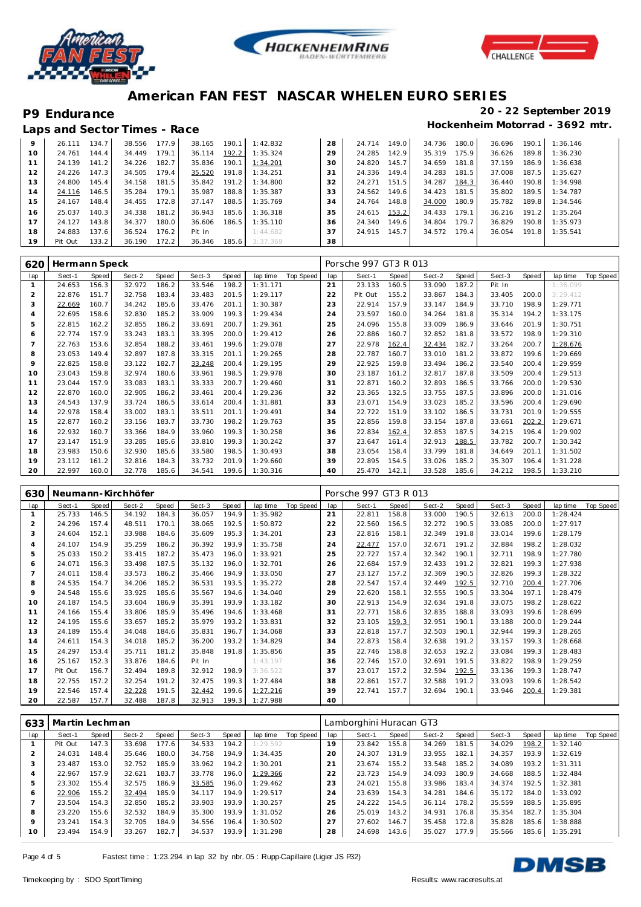# American FAN FEST NASCAR WHELEN EURO SERIES

## P9 Endurance

**20 - 22 September 2019**

**Laps and Sector Times - Race**

**Hockenheim Motorrad - 3692 mtr.**

| lap | Sect-1 | Speed | Sect-2 | Speed | Sect-3 | Speed | lap time | Top Speed | lap | Sect-1 | Speed | Sect-2 | Speed | Sect-3 | Speed | lap time | Top Speed |
|---|---|---|---|---|---|---|---|---|---|---|---|---|---|---|---|---|---|
| 9 | 26.111 | 134.7 | 38.556 | 177.9 | 38.165 | 190.1 | 1:42.832 | | 28 | 24.714 | 149.0 | 34.736 | 180.0 | 36.696 | 190.1 | 1:36.146 | |
| 10 | 24.761 | 144.4 | 34.449 | 179.1 | 36.114 | 192.2 | 1:35.324 | | 29 | 24.285 | 142.9 | 35.319 | 175.9 | 36.626 | 189.8 | 1:36.230 | |
| 11 | 24.139 | 141.2 | 34.226 | 182.7 | 35.836 | 190.1 | 1:34.201 | | 30 | 24.820 | 145.7 | 34.659 | 181.8 | 37.159 | 186.9 | 1:36.638 | |
| 12 | 24.226 | 147.3 | 34.505 | 179.4 | 35.520 | 191.8 | 1:34.251 | | 31 | 24.336 | 149.4 | 34.283 | 181.5 | 37.008 | 187.5 | 1:35.627 | |
| 13 | 24.800 | 145.4 | 34.158 | 181.5 | 35.842 | 191.2 | 1:34.800 | | 32 | 24.271 | 151.5 | 34.287 | 184.3 | 36.440 | 190.8 | 1:34.998 | |
| 14 | 24.116 | 146.5 | 35.284 | 179.1 | 35.987 | 188.8 | 1:35.387 | | 33 | 24.562 | 149.6 | 34.423 | 181.5 | 35.802 | 189.5 | 1:34.787 | |
| 15 | 24.167 | 148.4 | 34.455 | 172.8 | 37.147 | 188.5 | 1:35.769 | | 34 | 24.764 | 148.8 | 34.000 | 180.9 | 35.782 | 189.8 | 1:34.546 | |
| 16 | 25.037 | 140.3 | 34.338 | 181.2 | 36.943 | 185.6 | 1:36.318 | | 35 | 24.615 | 153.2 | 34.433 | 179.1 | 36.216 | 191.2 | 1:35.264 | |
| 17 | 24.127 | 143.8 | 34.377 | 180.0 | 36.606 | 186.5 | 1:35.110 | | 36 | 24.340 | 149.6 | 34.804 | 179.7 | 36.829 | 190.8 | 1:35.973 | |
| 18 | 24.883 | 137.6 | 36.524 | 176.2 | Pit In | | 1:44.682 | | 37 | 24.915 | 145.7 | 34.572 | 179.4 | 36.054 | 191.8 | 1:35.541 | |
| 19 | Pit Out | 133.2 | 36.190 | 172.2 | 36.346 | 185.6 | 3:37.369 | | 38 | | | | | | | | |

### 620 Hermann Speck — Porsche 997 GT3 R 013

| lap | Sect-1 | Speed | Sect-2 | Speed | Sect-3 | Speed | lap time | Top Speed | lap | Sect-1 | Speed | Sect-2 | Speed | Sect-3 | Speed | lap time | Top Speed |
|---|---|---|---|---|---|---|---|---|---|---|---|---|---|---|---|---|---|
| 1 | 24.653 | 156.3 | 32.972 | 186.2 | 33.546 | 198.2 | 1:31.171 | | 21 | 23.133 | 160.5 | 33.090 | 187.2 | Pit In | | 1:36.099 | |
| 2 | 22.876 | 151.7 | 32.758 | 183.4 | 33.483 | 201.5 | 1:29.117 | | 22 | Pit Out | 155.2 | 33.867 | 184.3 | 33.405 | 200.0 | 3:29.412 | |
| 3 | 22.669 | 160.7 | 34.242 | 185.6 | 33.476 | 201.1 | 1:30.387 | | 23 | 22.914 | 157.9 | 33.147 | 184.9 | 33.710 | 198.9 | 1:29.771 | |
| 4 | 22.695 | 158.6 | 32.830 | 185.2 | 33.909 | 199.3 | 1:29.434 | | 24 | 23.597 | 160.0 | 34.264 | 181.8 | 35.314 | 194.2 | 1:33.175 | |
| 5 | 22.815 | 162.2 | 32.855 | 186.2 | 33.691 | 200.7 | 1:29.361 | | 25 | 24.096 | 155.8 | 33.009 | 186.9 | 33.646 | 201.9 | 1:30.751 | |
| 6 | 22.774 | 157.9 | 33.243 | 183.1 | 33.395 | 200.0 | 1:29.412 | | 26 | 22.886 | 160.7 | 32.852 | 181.8 | 33.572 | 198.9 | 1:29.310 | |
| 7 | 22.763 | 153.6 | 32.854 | 188.2 | 33.461 | 199.6 | 1:29.078 | | 27 | 22.978 | 162.4 | 32.434 | 182.7 | 33.264 | 200.7 | 1:28.676 | |
| 8 | 23.053 | 149.4 | 32.897 | 187.8 | 33.315 | 201.1 | 1:29.265 | | 28 | 22.787 | 160.7 | 33.010 | 181.2 | 33.872 | 199.6 | 1:29.669 | |
| 9 | 22.825 | 158.8 | 33.122 | 182.7 | 33.248 | 200.4 | 1:29.195 | | 29 | 22.925 | 159.8 | 33.494 | 186.2 | 33.540 | 200.4 | 1:29.959 | |
| 10 | 23.043 | 159.8 | 32.974 | 180.6 | 33.961 | 198.5 | 1:29.978 | | 30 | 23.187 | 161.2 | 32.817 | 187.8 | 33.509 | 200.4 | 1:29.513 | |
| 11 | 23.044 | 157.9 | 33.083 | 183.1 | 33.333 | 200.7 | 1:29.460 | | 31 | 22.871 | 160.2 | 32.893 | 186.5 | 33.766 | 200.0 | 1:29.530 | |
| 12 | 22.870 | 160.0 | 32.905 | 186.2 | 33.461 | 200.4 | 1:29.236 | | 32 | 23.365 | 132.5 | 33.755 | 187.5 | 33.896 | 200.0 | 1:31.016 | |
| 13 | 24.543 | 137.9 | 33.724 | 186.5 | 33.614 | 200.4 | 1:31.881 | | 33 | 23.071 | 154.9 | 33.023 | 185.2 | 33.596 | 200.4 | 1:29.690 | |
| 14 | 22.978 | 158.4 | 33.002 | 183.1 | 33.511 | 201.1 | 1:29.491 | | 34 | 22.722 | 151.9 | 33.102 | 186.5 | 33.731 | 201.9 | 1:29.555 | |
| 15 | 22.877 | 160.2 | 33.156 | 183.7 | 33.730 | 198.2 | 1:29.763 | | 35 | 22.856 | 159.8 | 33.154 | 187.8 | 33.661 | 202.2 | 1:29.671 | |
| 16 | 22.932 | 160.7 | 33.366 | 184.9 | 33.960 | 199.3 | 1:30.258 | | 36 | 22.834 | 162.4 | 32.853 | 187.5 | 34.215 | 196.4 | 1:29.902 | |
| 17 | 23.147 | 151.9 | 33.285 | 185.6 | 33.810 | 199.3 | 1:30.242 | | 37 | 23.647 | 161.4 | 32.913 | 188.5 | 33.782 | 200.7 | 1:30.342 | |
| 18 | 23.983 | 150.6 | 32.930 | 185.6 | 33.580 | 198.5 | 1:30.493 | | 38 | 23.054 | 158.4 | 33.799 | 181.8 | 34.649 | 201.1 | 1:31.502 | |
| 19 | 23.112 | 161.2 | 32.816 | 184.3 | 33.732 | 201.9 | 1:29.660 | | 39 | 22.895 | 154.5 | 33.026 | 185.2 | 35.307 | 196.4 | 1:31.228 | |
| 20 | 22.997 | 160.0 | 32.778 | 185.6 | 34.541 | 199.6 | 1:30.316 | | 40 | 25.470 | 142.1 | 33.528 | 185.6 | 34.212 | 198.5 | 1:33.210 | |

### 630 Neumann-Kirchhöfer — Porsche 997 GT3 R 013

| lap | Sect-1 | Speed | Sect-2 | Speed | Sect-3 | Speed | lap time | Top Speed | lap | Sect-1 | Speed | Sect-2 | Speed | Sect-3 | Speed | lap time | Top Speed |
|---|---|---|---|---|---|---|---|---|---|---|---|---|---|---|---|---|---|
| 1 | 25.733 | 146.5 | 34.192 | 184.3 | 36.057 | 194.9 | 1:35.982 | | 21 | 22.811 | 158.8 | 33.000 | 190.5 | 32.613 | 200.0 | 1:28.424 | |
| 2 | 24.296 | 157.4 | 48.511 | 170.1 | 38.065 | 192.5 | 1:50.872 | | 22 | 22.560 | 156.5 | 32.272 | 190.5 | 33.085 | 200.0 | 1:27.917 | |
| 3 | 24.604 | 152.1 | 33.988 | 184.6 | 35.609 | 195.3 | 1:34.201 | | 23 | 22.816 | 158.1 | 32.349 | 191.8 | 33.014 | 199.6 | 1:28.179 | |
| 4 | 24.107 | 154.9 | 35.259 | 186.2 | 36.392 | 193.9 | 1:35.758 | | 24 | 22.477 | 157.0 | 32.671 | 191.2 | 32.884 | 198.2 | 1:28.032 | |
| 5 | 25.033 | 150.2 | 33.415 | 187.2 | 35.473 | 196.0 | 1:33.921 | | 25 | 22.727 | 157.4 | 32.342 | 190.1 | 32.711 | 198.9 | 1:27.780 | |
| 6 | 24.071 | 156.3 | 33.498 | 187.5 | 35.132 | 196.0 | 1:32.701 | | 26 | 22.684 | 157.9 | 32.433 | 191.2 | 32.821 | 199.3 | 1:27.938 | |
| 7 | 24.011 | 158.4 | 33.573 | 186.2 | 35.466 | 194.9 | 1:33.050 | | 27 | 23.127 | 157.2 | 32.369 | 190.5 | 32.826 | 199.3 | 1:28.322 | |
| 8 | 24.535 | 154.7 | 34.206 | 185.2 | 36.531 | 193.5 | 1:35.272 | | 28 | 22.547 | 157.4 | 32.449 | 192.5 | 32.710 | 200.4 | 1:27.706 | |
| 9 | 24.548 | 155.6 | 33.925 | 185.6 | 35.567 | 194.6 | 1:34.040 | | 29 | 22.620 | 158.1 | 32.555 | 190.5 | 33.304 | 197.1 | 1:28.479 | |
| 10 | 24.187 | 154.5 | 33.604 | 186.9 | 35.391 | 193.9 | 1:33.182 | | 30 | 22.913 | 154.9 | 32.634 | 191.8 | 33.075 | 198.2 | 1:28.622 | |
| 11 | 24.166 | 155.4 | 33.806 | 185.9 | 35.496 | 194.6 | 1:33.468 | | 31 | 22.771 | 158.6 | 32.835 | 188.8 | 33.093 | 196.9 | 1:28.699 | |
| 12 | 24.195 | 155.6 | 33.657 | 185.2 | 35.979 | 193.2 | 1:33.831 | | 32 | 23.105 | 159.3 | 32.951 | 190.1 | 33.188 | 200.0 | 1:29.244 | |
| 13 | 24.189 | 155.4 | 34.048 | 184.6 | 35.831 | 196.7 | 1:34.068 | | 33 | 22.818 | 157.7 | 32.503 | 190.1 | 32.944 | 199.3 | 1:28.265 | |
| 14 | 24.611 | 154.3 | 34.018 | 185.2 | 36.200 | 193.2 | 1:34.829 | | 34 | 22.873 | 158.4 | 32.638 | 191.2 | 33.157 | 199.3 | 1:28.668 | |
| 15 | 24.297 | 153.4 | 35.711 | 181.2 | 35.848 | 191.8 | 1:35.856 | | 35 | 22.746 | 158.8 | 32.653 | 192.2 | 33.084 | 199.3 | 1:28.483 | |
| 16 | 25.167 | 152.3 | 33.876 | 184.6 | Pit In | | 1:43.197 | | 36 | 22.746 | 157.0 | 32.691 | 191.5 | 33.822 | 198.9 | 1:29.259 | |
| 17 | Pit Out | 156.7 | 32.494 | 189.8 | 32.912 | 198.9 | 3:36.522 | | 37 | 23.017 | 157.2 | 32.594 | 192.5 | 33.136 | 199.3 | 1:28.747 | |
| 18 | 22.755 | 157.2 | 32.254 | 191.2 | 32.475 | 199.3 | 1:27.484 | | 38 | 22.861 | 157.7 | 32.588 | 191.2 | 33.093 | 199.6 | 1:28.542 | |
| 19 | 22.546 | 157.4 | 32.228 | 191.5 | 32.442 | 199.6 | 1:27.216 | | 39 | 22.741 | 157.7 | 32.694 | 190.1 | 33.946 | 200.4 | 1:29.381 | |
| 20 | 22.587 | 157.7 | 32.488 | 187.8 | 32.913 | 199.3 | 1:27.988 | | 40 | | | | | | | | |

### 633 Martin Lechman — Lamborghini Huracan GT3

| lap | Sect-1 | Speed | Sect-2 | Speed | Sect-3 | Speed | lap time | Top Speed | lap | Sect-1 | Speed | Sect-2 | Speed | Sect-3 | Speed | lap time | Top Speed |
|---|---|---|---|---|---|---|---|---|---|---|---|---|---|---|---|---|---|
| 1 | Pit Out | 147.3 | 33.698 | 177.6 | 34.533 | 194.2 | 1:29.592 | | 19 | 23.842 | 155.8 | 34.269 | 181.5 | 34.029 | 198.2 | 1:32.140 | |
| 2 | 24.031 | 148.4 | 35.646 | 180.0 | 34.758 | 194.9 | 1:34.435 | | 20 | 24.307 | 131.9 | 33.955 | 182.1 | 34.357 | 193.9 | 1:32.619 | |
| 3 | 23.487 | 153.0 | 32.752 | 185.9 | 33.962 | 194.2 | 1:30.201 | | 21 | 23.674 | 155.2 | 33.548 | 185.2 | 34.089 | 193.2 | 1:31.311 | |
| 4 | 22.967 | 157.9 | 32.621 | 183.7 | 33.778 | 196.0 | 1:29.366 | | 22 | 23.723 | 154.9 | 34.093 | 180.9 | 34.668 | 188.5 | 1:32.484 | |
| 5 | 23.302 | 155.4 | 32.575 | 186.9 | 33.585 | 196.0 | 1:29.462 | | 23 | 24.021 | 155.8 | 33.986 | 183.4 | 34.374 | 192.5 | 1:32.381 | |
| 6 | 22.906 | 155.2 | 32.494 | 185.9 | 34.117 | 194.9 | 1:29.517 | | 24 | 23.639 | 154.3 | 34.281 | 184.6 | 35.172 | 184.0 | 1:33.092 | |
| 7 | 23.504 | 154.3 | 32.850 | 185.2 | 33.903 | 193.9 | 1:30.257 | | 25 | 24.222 | 154.5 | 36.114 | 178.2 | 35.559 | 188.5 | 1:35.895 | |
| 8 | 23.220 | 155.6 | 32.532 | 184.9 | 35.300 | 193.9 | 1:31.052 | | 26 | 25.019 | 143.2 | 34.931 | 176.8 | 35.354 | 182.7 | 1:35.304 | |
| 9 | 23.241 | 154.3 | 32.705 | 184.9 | 34.556 | 196.4 | 1:30.502 | | 27 | 27.602 | 146.7 | 35.458 | 172.8 | 35.828 | 185.6 | 1:38.888 | |
| 10 | 23.494 | 154.9 | 33.267 | 182.7 | 34.537 | 193.9 | 1:31.298 | | 28 | 24.698 | 143.6 | 35.027 | 177.9 | 35.566 | 185.6 | 1:35.291 | |

Fastest time : 1:23.294 in lap 32 by nbr. 05 : Rupp-Capillaire (Ligier JS P32)

Timekeeping by : SDO SportTiming

Results: www.raceresults.at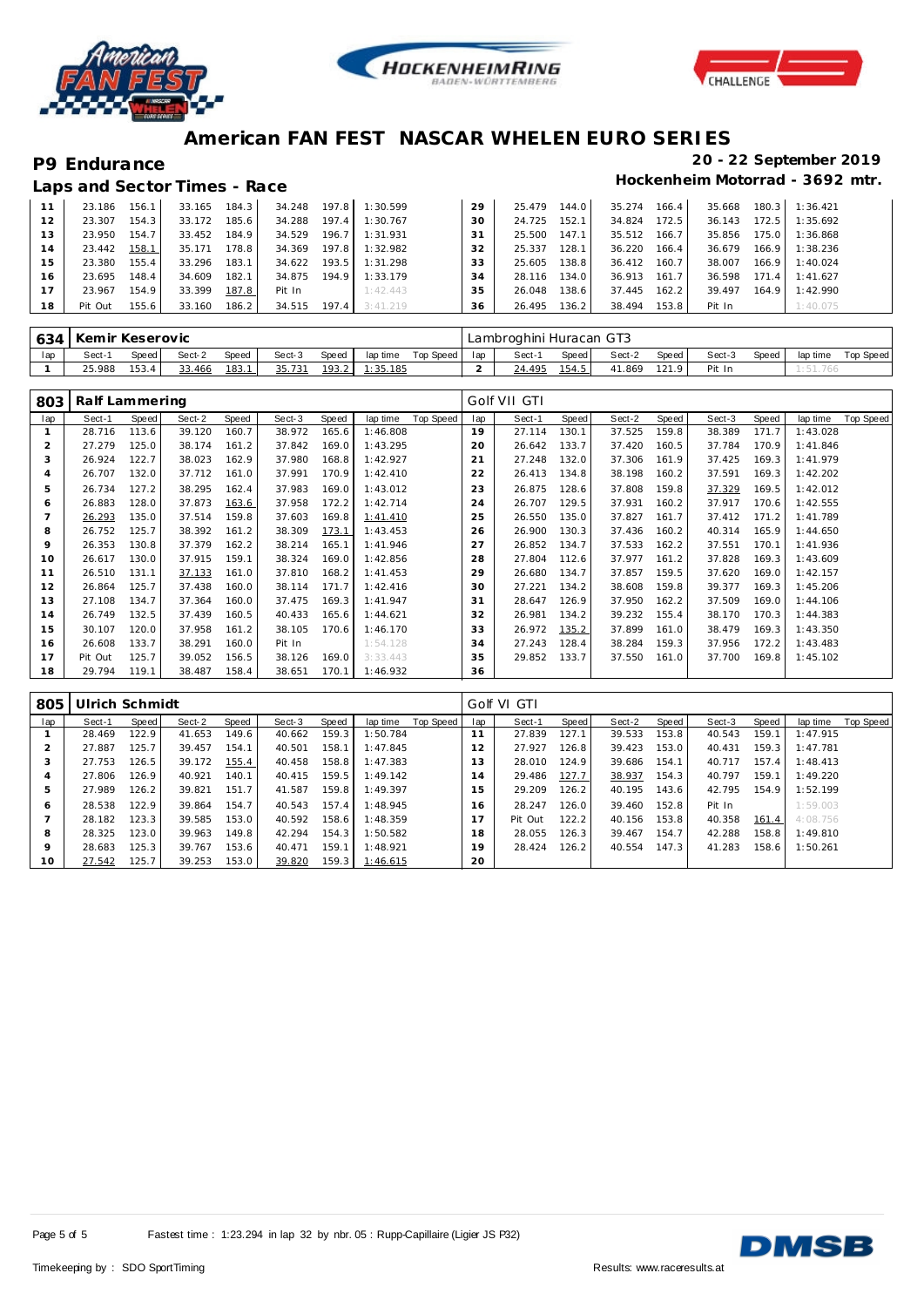# American FAN FEST NASCAR WHELEN EURO SERIES

## P9 Endurance

**20 - 22 September 2019**

### Laps and Sector Times - Race

**Hockenheim Motorrad - 3692 mtr.**

| lap | Sect-1 | Speed | Sect-2 | Speed | Sect-3 | Speed | lap time | Top Speed | lap | Sect-1 | Speed | Sect-2 | Speed | Sect-3 | Speed | lap time | Top Speed |
|---|---|---|---|---|---|---|---|---|---|---|---|---|---|---|---|---|---|
| 11 | 23.186 | 156.1 | 33.165 | 184.3 | 34.248 | 197.8 | 1:30.599 | | 29 | 25.479 | 144.0 | 35.274 | 166.4 | 35.668 | 180.3 | 1:36.421 | |
| 12 | 23.307 | 154.3 | 33.172 | 185.6 | 34.288 | 197.4 | 1:30.767 | | 30 | 24.725 | 152.1 | 34.824 | 172.5 | 36.143 | 172.5 | 1:35.692 | |
| 13 | 23.950 | 154.7 | 33.452 | 184.9 | 34.529 | 196.7 | 1:31.931 | | 31 | 25.500 | 147.1 | 35.512 | 166.7 | 35.856 | 175.0 | 1:36.868 | |
| 14 | 23.442 | 158.1 | 35.171 | 178.8 | 34.369 | 197.8 | 1:32.982 | | 32 | 25.337 | 128.1 | 36.220 | 166.4 | 36.679 | 166.9 | 1:38.236 | |
| 15 | 23.380 | 155.4 | 33.296 | 183.1 | 34.622 | 193.5 | 1:31.298 | | 33 | 25.605 | 138.8 | 36.412 | 160.7 | 38.007 | 166.9 | 1:40.024 | |
| 16 | 23.695 | 148.4 | 34.609 | 182.1 | 34.875 | 194.9 | 1:33.179 | | 34 | 28.116 | 134.0 | 36.913 | 161.7 | 36.598 | 171.4 | 1:41.627 | |
| 17 | 23.967 | 154.9 | 33.399 | 187.8 | Pit In | | 1:42.443 | | 35 | 26.048 | 138.6 | 37.445 | 162.2 | 39.497 | 164.9 | 1:42.990 | |
| 18 | Pit Out | 155.6 | 33.160 | 186.2 | 34.515 | 197.4 | 3:41.219 | | 36 | 26.495 | 136.2 | 38.494 | 153.8 | Pit In | | 1:40.075 | |

**634 Kemir Keserovic** — Lambroghini Huracan GT3

| lap | Sect-1 | Speed | Sect-2 | Speed | Sect-3 | Speed | lap time | Top Speed | lap | Sect-1 | Speed | Sect-2 | Speed | Sect-3 | Speed | lap time | Top Speed |
|---|---|---|---|---|---|---|---|---|---|---|---|---|---|---|---|---|---|
| 1 | 25.988 | 153.4 | 33.466 | 183.1 | 35.731 | 193.2 | 1:35.185 | | 2 | 24.495 | 154.5 | 41.869 | 121.9 | Pit In | | 1:51.766 | |

**803 Ralf Lammering** — Golf VII GTI

| lap | Sect-1 | Speed | Sect-2 | Speed | Sect-3 | Speed | lap time | Top Speed | lap | Sect-1 | Speed | Sect-2 | Speed | Sect-3 | Speed | lap time | Top Speed |
|---|---|---|---|---|---|---|---|---|---|---|---|---|---|---|---|---|---|
| 1 | 28.716 | 113.6 | 39.120 | 160.7 | 38.972 | 165.6 | 1:46.808 | | 19 | 27.114 | 130.1 | 37.525 | 159.8 | 38.389 | 171.7 | 1:43.028 | |
| 2 | 27.279 | 125.0 | 38.174 | 161.2 | 37.842 | 169.0 | 1:43.295 | | 20 | 26.642 | 133.7 | 37.420 | 160.5 | 37.784 | 170.9 | 1:41.846 | |
| 3 | 26.924 | 122.7 | 38.023 | 162.9 | 37.980 | 168.8 | 1:42.927 | | 21 | 27.248 | 132.0 | 37.306 | 161.9 | 37.425 | 169.3 | 1:41.979 | |
| 4 | 26.707 | 132.0 | 37.712 | 161.0 | 37.991 | 170.9 | 1:42.410 | | 22 | 26.413 | 134.8 | 38.198 | 160.2 | 37.591 | 169.3 | 1:42.202 | |
| 5 | 26.734 | 127.2 | 38.295 | 162.4 | 37.983 | 169.0 | 1:43.012 | | 23 | 26.875 | 128.6 | 37.808 | 159.8 | 37.329 | 169.5 | 1:42.012 | |
| 6 | 26.883 | 128.0 | 37.873 | 163.6 | 37.958 | 172.2 | 1:42.714 | | 24 | 26.707 | 129.5 | 37.931 | 160.2 | 37.917 | 170.6 | 1:42.555 | |
| 7 | 26.293 | 135.0 | 37.514 | 159.8 | 37.603 | 169.8 | 1:41.410 | | 25 | 26.550 | 135.0 | 37.827 | 161.7 | 37.412 | 171.2 | 1:41.789 | |
| 8 | 26.752 | 125.7 | 38.392 | 161.2 | 38.309 | 173.1 | 1:43.453 | | 26 | 26.900 | 130.3 | 37.436 | 160.2 | 40.314 | 165.9 | 1:44.650 | |
| 9 | 26.353 | 130.8 | 37.379 | 162.2 | 38.214 | 165.1 | 1:41.946 | | 27 | 26.852 | 134.7 | 37.533 | 162.2 | 37.551 | 170.1 | 1:41.936 | |
| 10 | 26.617 | 130.0 | 37.915 | 159.1 | 38.324 | 169.0 | 1:42.856 | | 28 | 27.804 | 112.6 | 37.977 | 161.2 | 37.828 | 169.3 | 1:43.609 | |
| 11 | 26.510 | 131.1 | 37.133 | 161.0 | 37.810 | 168.2 | 1:41.453 | | 29 | 26.680 | 134.7 | 37.857 | 159.5 | 37.620 | 169.0 | 1:42.157 | |
| 12 | 26.864 | 125.7 | 37.438 | 160.0 | 38.114 | 171.7 | 1:42.416 | | 30 | 27.221 | 134.2 | 38.608 | 159.8 | 39.377 | 169.3 | 1:45.206 | |
| 13 | 27.108 | 134.7 | 37.364 | 160.0 | 37.475 | 169.3 | 1:41.947 | | 31 | 28.647 | 126.9 | 37.950 | 162.2 | 37.509 | 169.0 | 1:44.106 | |
| 14 | 26.749 | 132.5 | 37.439 | 160.5 | 40.433 | 165.6 | 1:44.621 | | 32 | 26.981 | 134.2 | 39.232 | 155.4 | 38.170 | 170.3 | 1:44.383 | |
| 15 | 30.107 | 120.0 | 37.958 | 161.2 | 38.105 | 170.6 | 1:46.170 | | 33 | 26.972 | 135.2 | 37.899 | 161.0 | 38.479 | 169.3 | 1:43.350 | |
| 16 | 26.608 | 133.7 | 38.291 | 160.0 | Pit In | | 1:54.128 | | 34 | 27.243 | 128.4 | 38.284 | 159.3 | 37.956 | 172.2 | 1:43.483 | |
| 17 | Pit Out | 125.7 | 39.052 | 156.5 | 38.126 | 169.0 | 3:33.443 | | 35 | 29.852 | 133.7 | 37.550 | 161.0 | 37.700 | 169.8 | 1:45.102 | |
| 18 | 29.794 | 119.1 | 38.487 | 158.4 | 38.651 | 170.1 | 1:46.932 | | 36 | | | | | | | | |

**805 Ulrich Schmidt** — Golf VI GTI

| lap | Sect-1 | Speed | Sect-2 | Speed | Sect-3 | Speed | lap time | Top Speed | lap | Sect-1 | Speed | Sect-2 | Speed | Sect-3 | Speed | lap time | Top Speed |
|---|---|---|---|---|---|---|---|---|---|---|---|---|---|---|---|---|---|
| 1 | 28.469 | 122.9 | 41.653 | 149.6 | 40.662 | 159.3 | 1:50.784 | | 11 | 27.839 | 127.1 | 39.533 | 153.8 | 40.543 | 159.1 | 1:47.915 | |
| 2 | 27.887 | 125.7 | 39.457 | 154.1 | 40.501 | 158.1 | 1:47.845 | | 12 | 27.927 | 126.8 | 39.423 | 153.0 | 40.431 | 159.3 | 1:47.781 | |
| 3 | 27.753 | 126.5 | 39.172 | 155.4 | 40.458 | 158.8 | 1:47.383 | | 13 | 28.010 | 124.9 | 39.686 | 154.1 | 40.717 | 157.4 | 1:48.413 | |
| 4 | 27.806 | 126.9 | 40.921 | 140.1 | 40.415 | 159.5 | 1:49.142 | | 14 | 29.486 | 127.7 | 38.937 | 154.3 | 40.797 | 159.1 | 1:49.220 | |
| 5 | 27.989 | 126.2 | 39.821 | 151.7 | 41.587 | 159.8 | 1:49.397 | | 15 | 29.209 | 126.2 | 40.195 | 143.6 | 42.795 | 154.9 | 1:52.199 | |
| 6 | 28.538 | 122.9 | 39.864 | 154.7 | 40.543 | 157.4 | 1:48.945 | | 16 | 28.247 | 126.0 | 39.460 | 152.8 | Pit In | | 1:59.003 | |
| 7 | 28.182 | 123.3 | 39.585 | 153.0 | 40.592 | 158.6 | 1:48.359 | | 17 | Pit Out | 122.2 | 40.156 | 153.8 | 40.358 | 161.4 | 4:08.756 | |
| 8 | 28.325 | 123.0 | 39.963 | 149.8 | 42.294 | 154.3 | 1:50.582 | | 18 | 28.055 | 126.3 | 39.467 | 154.7 | 42.288 | 158.8 | 1:49.810 | |
| 9 | 28.683 | 125.3 | 39.767 | 153.6 | 40.471 | 159.1 | 1:48.921 | | 19 | 28.424 | 126.2 | 40.554 | 147.3 | 41.283 | 158.6 | 1:50.261 | |
| 10 | 27.542 | 125.7 | 39.253 | 153.0 | 39.820 | 159.3 | 1:46.615 | | 20 | | | | | | | | |

Fastest time : 1:23.294 in lap 32 by nbr. 05 : Rupp-Capillaire (Ligier JS P32)

Timekeeping by : SDO SportTiming

Results: www.raceresults.at